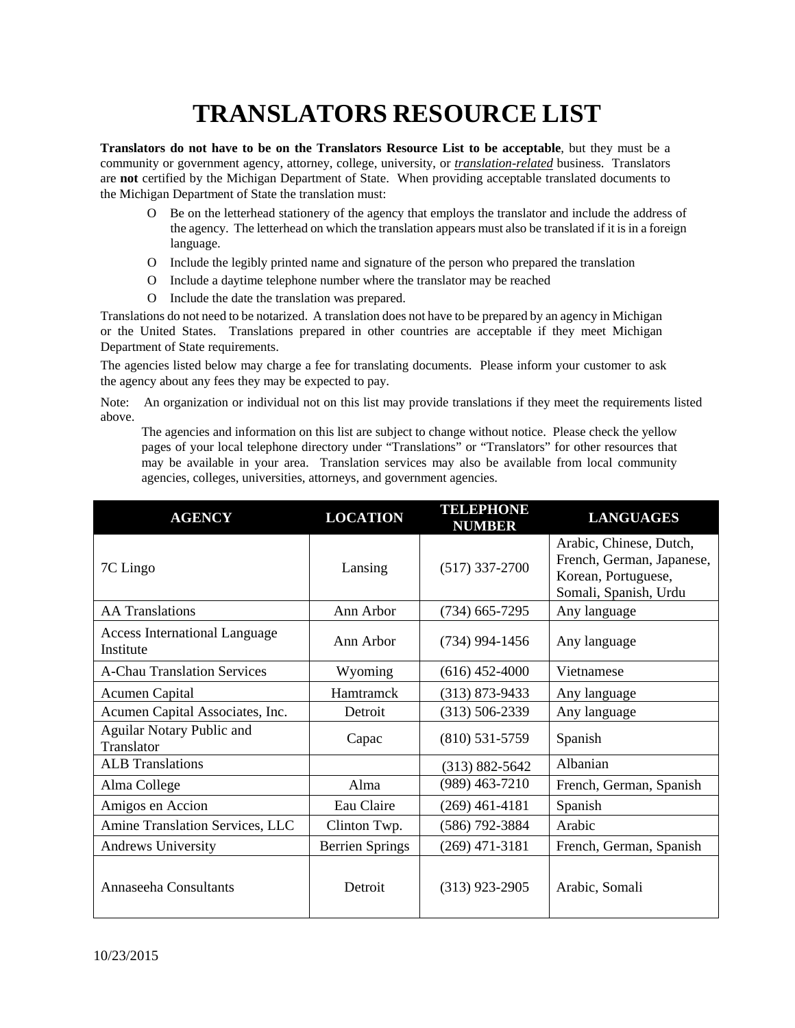# TRANSLATORS RESOURCE LIST

**Translators do not have to be on the Translators Resource List to be acceptable**, but they must be a community or government agency, attorney, college, university, or ***translation-related*** business. Translators are **not** certified by the Michigan Department of State. When providing acceptable translated documents to the Michigan Department of State the translation must:

- Be on the letterhead stationery of the agency that employs the translator and include the address of the agency. The letterhead on which the translation appears must also be translated if it is in a foreign language.
- Include the legibly printed name and signature of the person who prepared the translation
- Include a daytime telephone number where the translator may be reached
- Include the date the translation was prepared.

Translations do not need to be notarized. A translation does not have to be prepared by an agency in Michigan or the United States. Translations prepared in other countries are acceptable if they meet Michigan Department of State requirements.

The agencies listed below may charge a fee for translating documents. Please inform your customer to ask the agency about any fees they may be expected to pay.

Note: An organization or individual not on this list may provide translations if they meet the requirements listed above.

The agencies and information on this list are subject to change without notice. Please check the yellow pages of your local telephone directory under "Translations" or "Translators" for other resources that may be available in your area. Translation services may also be available from local community agencies, colleges, universities, attorneys, and government agencies.

| AGENCY | LOCATION | TELEPHONE NUMBER | LANGUAGES |
|---|---|---|---|
| 7C Lingo | Lansing | (517) 337-2700 | Arabic, Chinese, Dutch, French, German, Japanese, Korean, Portuguese, Somali, Spanish, Urdu |
| AA Translations | Ann Arbor | (734) 665-7295 | Any language |
| Access International Language Institute | Ann Arbor | (734) 994-1456 | Any language |
| A-Chau Translation Services | Wyoming | (616) 452-4000 | Vietnamese |
| Acumen Capital | Hamtramck | (313) 873-9433 | Any language |
| Acumen Capital Associates, Inc. | Detroit | (313) 506-2339 | Any language |
| Aguilar Notary Public and Translator | Capac | (810) 531-5759 | Spanish |
| ALB Translations | | (313) 882-5642 | Albanian |
| Alma College | Alma | (989) 463-7210 | French, German, Spanish |
| Amigos en Accion | Eau Claire | (269) 461-4181 | Spanish |
| Amine Translation Services, LLC | Clinton Twp. | (586) 792-3884 | Arabic |
| Andrews University | Berrien Springs | (269) 471-3181 | French, German, Spanish |
| Annaseeha Consultants | Detroit | (313) 923-2905 | Arabic, Somali |

10/23/2015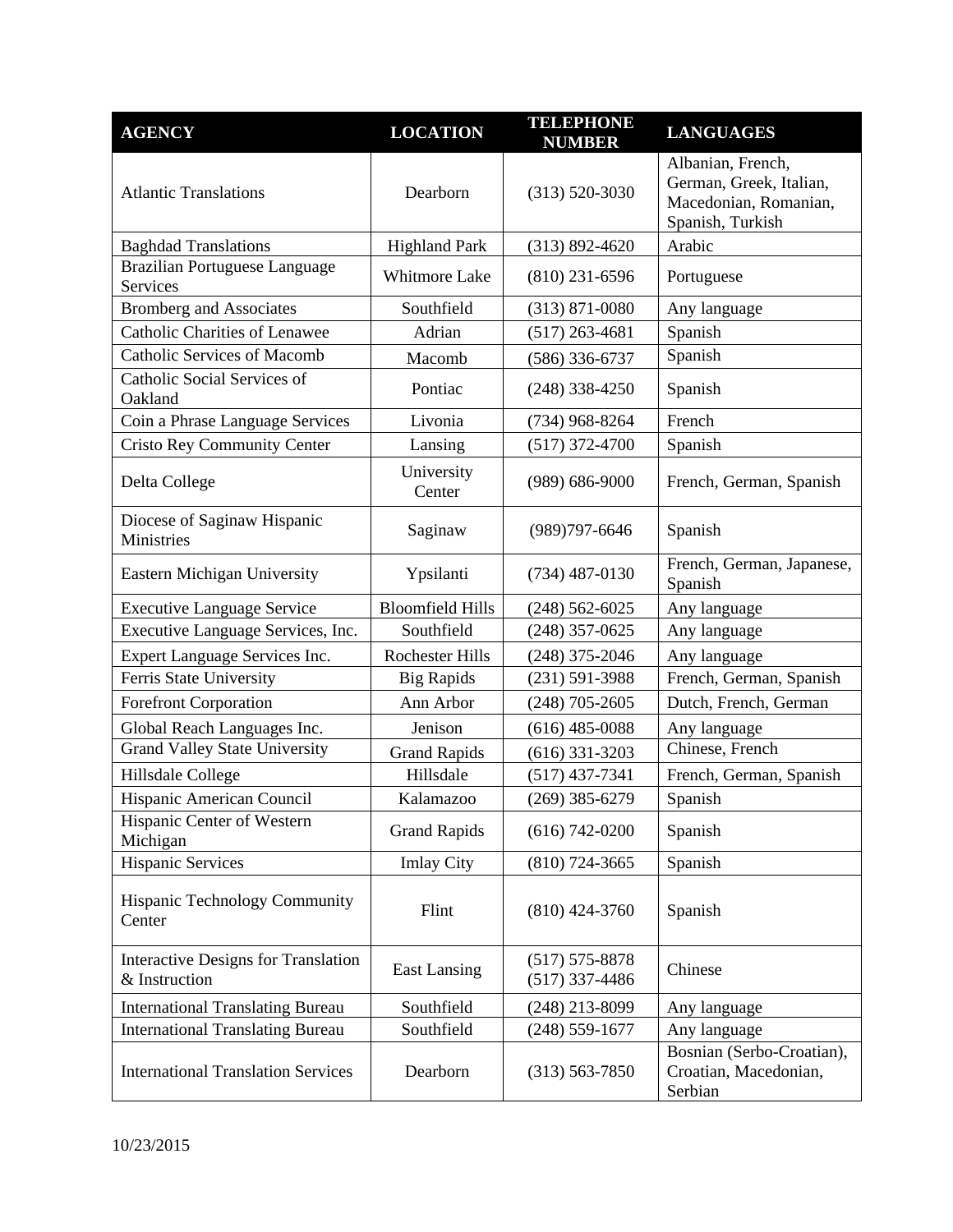| AGENCY | LOCATION | TELEPHONE NUMBER | LANGUAGES |
|---|---|---|---|
| Atlantic Translations | Dearborn | (313) 520-3030 | Albanian, French, German, Greek, Italian, Macedonian, Romanian, Spanish, Turkish |
| Baghdad Translations | Highland Park | (313) 892-4620 | Arabic |
| Brazilian Portuguese Language Services | Whitmore Lake | (810) 231-6596 | Portuguese |
| Bromberg and Associates | Southfield | (313) 871-0080 | Any language |
| Catholic Charities of Lenawee | Adrian | (517) 263-4681 | Spanish |
| Catholic Services of Macomb | Macomb | (586) 336-6737 | Spanish |
| Catholic Social Services of Oakland | Pontiac | (248) 338-4250 | Spanish |
| Coin a Phrase Language Services | Livonia | (734) 968-8264 | French |
| Cristo Rey Community Center | Lansing | (517) 372-4700 | Spanish |
| Delta College | University Center | (989) 686-9000 | French, German, Spanish |
| Diocese of Saginaw Hispanic Ministries | Saginaw | (989)797-6646 | Spanish |
| Eastern Michigan University | Ypsilanti | (734) 487-0130 | French, German, Japanese, Spanish |
| Executive Language Service | Bloomfield Hills | (248) 562-6025 | Any language |
| Executive Language Services, Inc. | Southfield | (248) 357-0625 | Any language |
| Expert Language Services Inc. | Rochester Hills | (248) 375-2046 | Any language |
| Ferris State University | Big Rapids | (231) 591-3988 | French, German, Spanish |
| Forefront Corporation | Ann Arbor | (248) 705-2605 | Dutch, French, German |
| Global Reach Languages Inc. | Jenison | (616) 485-0088 | Any language |
| Grand Valley State University | Grand Rapids | (616) 331-3203 | Chinese, French |
| Hillsdale College | Hillsdale | (517) 437-7341 | French, German, Spanish |
| Hispanic American Council | Kalamazoo | (269) 385-6279 | Spanish |
| Hispanic Center of Western Michigan | Grand Rapids | (616) 742-0200 | Spanish |
| Hispanic Services | Imlay City | (810) 724-3665 | Spanish |
| Hispanic Technology Community Center | Flint | (810) 424-3760 | Spanish |
| Interactive Designs for Translation & Instruction | East Lansing | (517) 575-8878<br>(517) 337-4486 | Chinese |
| International Translating Bureau | Southfield | (248) 213-8099 | Any language |
| International Translating Bureau | Southfield | (248) 559-1677 | Any language |
| International Translation Services | Dearborn | (313) 563-7850 | Bosnian (Serbo-Croatian), Croatian, Macedonian, Serbian |

10/23/2015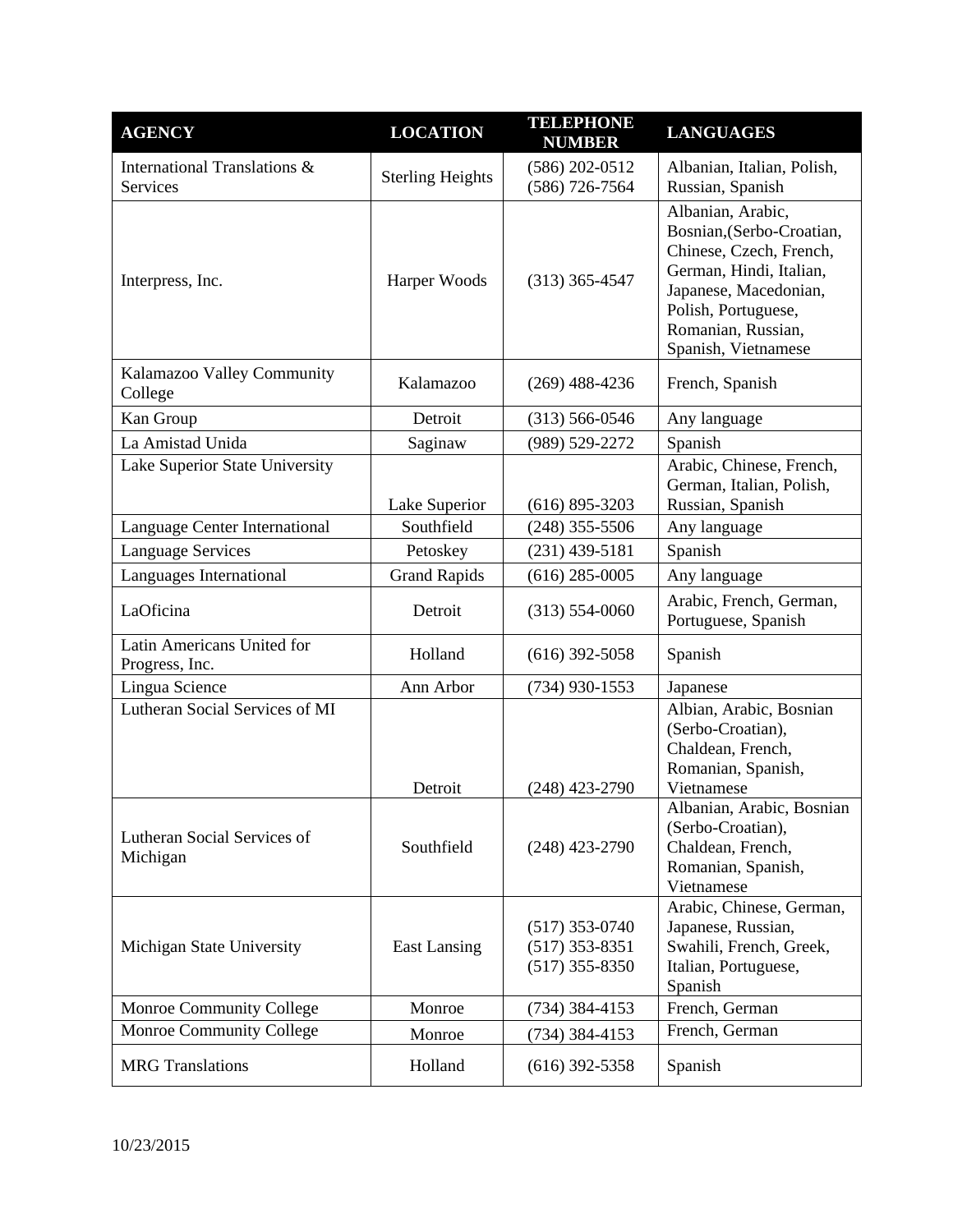| AGENCY | LOCATION | TELEPHONE NUMBER | LANGUAGES |
|---|---|---|---|
| International Translations & Services | Sterling Heights | (586) 202-0512 (586) 726-7564 | Albanian, Italian, Polish, Russian, Spanish |
| Interpress, Inc. | Harper Woods | (313) 365-4547 | Albanian, Arabic, Bosnian,(Serbo-Croatian, Chinese, Czech, French, German, Hindi, Italian, Japanese, Macedonian, Polish, Portuguese, Romanian, Russian, Spanish, Vietnamese |
| Kalamazoo Valley Community College | Kalamazoo | (269) 488-4236 | French, Spanish |
| Kan Group | Detroit | (313) 566-0546 | Any language |
| La Amistad Unida | Saginaw | (989) 529-2272 | Spanish |
| Lake Superior State University | Lake Superior | (616) 895-3203 | Arabic, Chinese, French, German, Italian, Polish, Russian, Spanish |
| Language Center International | Southfield | (248) 355-5506 | Any language |
| Language Services | Petoskey | (231) 439-5181 | Spanish |
| Languages International | Grand Rapids | (616) 285-0005 | Any language |
| LaOficina | Detroit | (313) 554-0060 | Arabic, French, German, Portuguese, Spanish |
| Latin Americans United for Progress, Inc. | Holland | (616) 392-5058 | Spanish |
| Lingua Science | Ann Arbor | (734) 930-1553 | Japanese |
| Lutheran Social Services of MI | Detroit | (248) 423-2790 | Albian, Arabic, Bosnian (Serbo-Croatian), Chaldean, French, Romanian, Spanish, Vietnamese |
| Lutheran Social Services of Michigan | Southfield | (248) 423-2790 | Albanian, Arabic, Bosnian (Serbo-Croatian), Chaldean, French, Romanian, Spanish, Vietnamese |
| Michigan State University | East Lansing | (517) 353-0740 (517) 353-8351 (517) 355-8350 | Arabic, Chinese, German, Japanese, Russian, Swahili, French, Greek, Italian, Portuguese, Spanish |
| Monroe Community College | Monroe | (734) 384-4153 | French, German |
| Monroe Community College | Monroe | (734) 384-4153 | French, German |
| MRG Translations | Holland | (616) 392-5358 | Spanish |

10/23/2015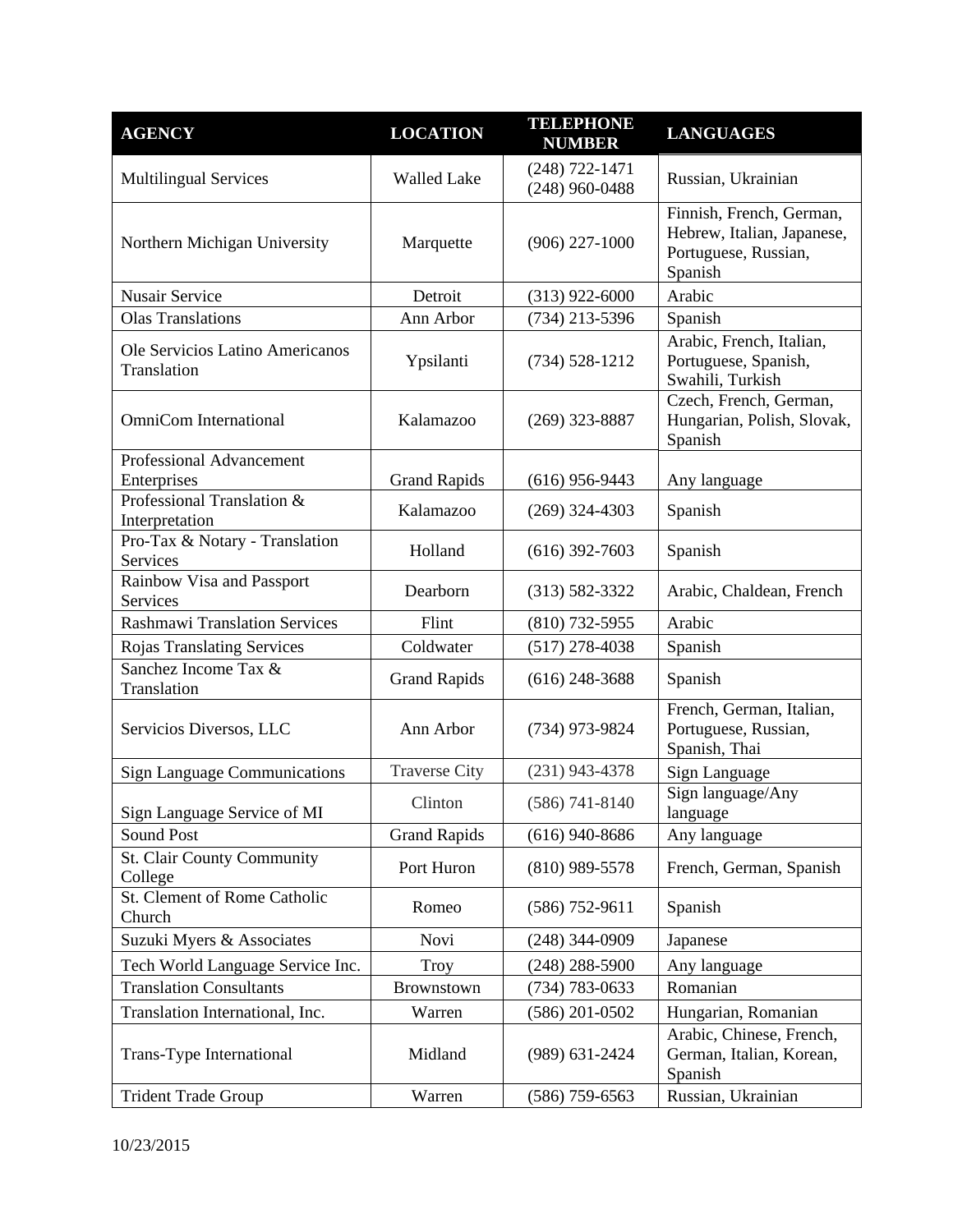| AGENCY | LOCATION | TELEPHONE NUMBER | LANGUAGES |
|---|---|---|---|
| Multilingual Services | Walled Lake | (248) 722-1471 (248) 960-0488 | Russian, Ukrainian |
| Northern Michigan University | Marquette | (906) 227-1000 | Finnish, French, German, Hebrew, Italian, Japanese, Portuguese, Russian, Spanish |
| Nusair Service | Detroit | (313) 922-6000 | Arabic |
| Olas Translations | Ann Arbor | (734) 213-5396 | Spanish |
| Ole Servicios Latino Americanos Translation | Ypsilanti | (734) 528-1212 | Arabic, French, Italian, Portuguese, Spanish, Swahili, Turkish |
| OmniCom International | Kalamazoo | (269) 323-8887 | Czech, French, German, Hungarian, Polish, Slovak, Spanish |
| Professional Advancement Enterprises | Grand Rapids | (616) 956-9443 | Any language |
| Professional Translation & Interpretation | Kalamazoo | (269) 324-4303 | Spanish |
| Pro-Tax & Notary - Translation Services | Holland | (616) 392-7603 | Spanish |
| Rainbow Visa and Passport Services | Dearborn | (313) 582-3322 | Arabic, Chaldean, French |
| Rashmawi Translation Services | Flint | (810) 732-5955 | Arabic |
| Rojas Translating Services | Coldwater | (517) 278-4038 | Spanish |
| Sanchez Income Tax & Translation | Grand Rapids | (616) 248-3688 | Spanish |
| Servicios Diversos, LLC | Ann Arbor | (734) 973-9824 | French, German, Italian, Portuguese, Russian, Spanish, Thai |
| Sign Language Communications | Traverse City | (231) 943-4378 | Sign Language |
| Sign Language Service of MI | Clinton | (586) 741-8140 | Sign language/Any language |
| Sound Post | Grand Rapids | (616) 940-8686 | Any language |
| St. Clair County Community College | Port Huron | (810) 989-5578 | French, German, Spanish |
| St. Clement of Rome Catholic Church | Romeo | (586) 752-9611 | Spanish |
| Suzuki Myers & Associates | Novi | (248) 344-0909 | Japanese |
| Tech World Language Service Inc. | Troy | (248) 288-5900 | Any language |
| Translation Consultants | Brownstown | (734) 783-0633 | Romanian |
| Translation International, Inc. | Warren | (586) 201-0502 | Hungarian, Romanian |
| Trans-Type International | Midland | (989) 631-2424 | Arabic, Chinese, French, German, Italian, Korean, Spanish |
| Trident Trade Group | Warren | (586) 759-6563 | Russian, Ukrainian |

10/23/2015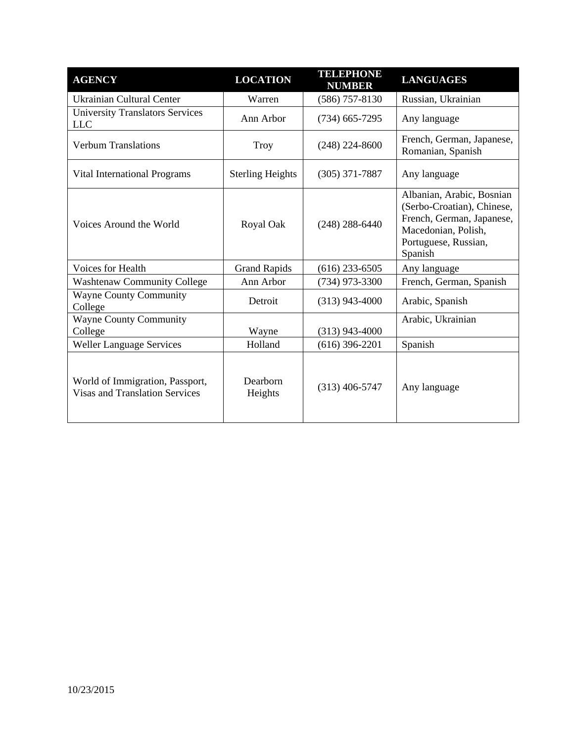| AGENCY | LOCATION | TELEPHONE NUMBER | LANGUAGES |
|---|---|---|---|
| Ukrainian Cultural Center | Warren | (586) 757-8130 | Russian, Ukrainian |
| University Translators Services LLC | Ann Arbor | (734) 665-7295 | Any language |
| Verbum Translations | Troy | (248) 224-8600 | French, German, Japanese, Romanian, Spanish |
| Vital International Programs | Sterling Heights | (305) 371-7887 | Any language |
| Voices Around the World | Royal Oak | (248) 288-6440 | Albanian, Arabic, Bosnian (Serbo-Croatian), Chinese, French, German, Japanese, Macedonian, Polish, Portuguese, Russian, Spanish |
| Voices for Health | Grand Rapids | (616) 233-6505 | Any language |
| Washtenaw Community College | Ann Arbor | (734) 973-3300 | French, German, Spanish |
| Wayne County Community College | Detroit | (313) 943-4000 | Arabic, Spanish |
| Wayne County Community College | Wayne | (313) 943-4000 | Arabic, Ukrainian |
| Weller Language Services | Holland | (616) 396-2201 | Spanish |
| World of Immigration, Passport, Visas and Translation Services | Dearborn Heights | (313) 406-5747 | Any language |

10/23/2015